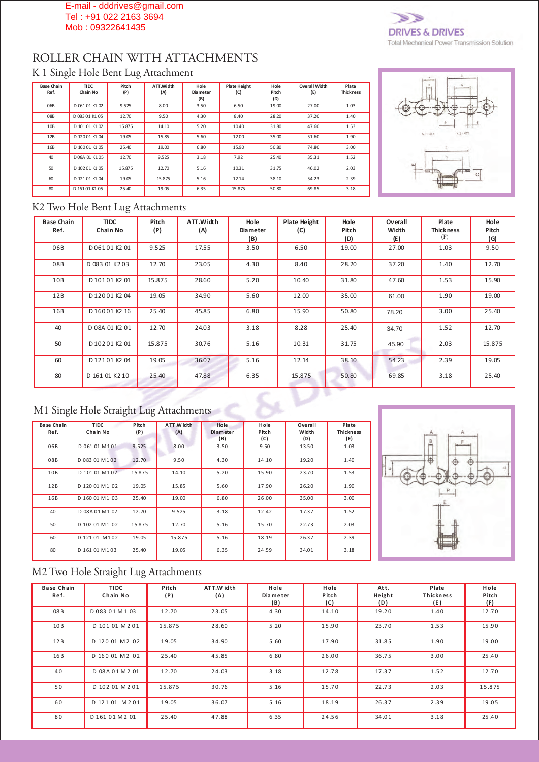E-mail - dddrives@gmail.com
Tel : +91 022 2163 3694
Mob : 09322641435

DRIVES & DRIVES
Total Mechanical Power Transmission Solution

# ROLLER CHAIN WITH ATTACHMENTS

## K 1 Single Hole Bent Lug Attachment

| Base Chain Ref. | TIDC Chain No | Pitch (P) | ATT.Width (A) | Hole Diameter (B) | Plate Height (C) | Hole Pitch (D) | Overall Width (E) | Plate Thickness |
|---|---|---|---|---|---|---|---|---|
| 06B | D 061 01 K1 02 | 9.525 | 8.00 | 3.50 | 6.50 | 19.00 | 27.00 | 1.03 |
| 08B | D 083 01 K1 05 | 12.70 | 9.50 | 4.30 | 8.40 | 28.20 | 37.20 | 1.40 |
| 10B | D 101 01 K1 02 | 15.875 | 14.10 | 5.20 | 10.40 | 31.80 | 47.60 | 1.53 |
| 12B | D 120 01 K1 04 | 19.05 | 15.85 | 5.60 | 12.00 | 35.00 | 51.60 | 1.90 |
| 16B | D 160 01 K1 05 | 25.40 | 19.00 | 6.80 | 15.90 | 50.80 | 74.80 | 3.00 |
| 40 | D 08A 01 K1 05 | 12.70 | 9.525 | 3.18 | 7.92 | 25.40 | 35.31 | 1.52 |
| 50 | D 102 01 K1 05 | 15.875 | 12.70 | 5.16 | 10.31 | 31.75 | 46.02 | 2.03 |
| 60 | D 121 01 K1 04 | 19.05 | 15.875 | 5.16 | 12.14 | 38.10 | 54.23 | 2.39 |
| 80 | D 161 01 K1 05 | 25.40 | 19.05 | 6.35 | 15.875 | 50.80 | 69.85 | 3.18 |

## K2 Two Hole Bent Lug Attachments

| Base Chain Ref. | TIDC Chain No | Pitch (P) | ATT.Width (A) | Hole Diameter (B) | Plate Height (C) | Hole Pitch (D) | Overall Width (E) | Plate Thickness (F) | Hole Pitch (G) |
|---|---|---|---|---|---|---|---|---|---|
| 06B | D 061 01 K2 01 | 9.525 | 17.55 | 3.50 | 6.50 | 19.00 | 27.00 | 1.03 | 9.50 |
| 08B | D 083 01 K2 03 | 12.70 | 23.05 | 4.30 | 8.40 | 28.20 | 37.20 | 1.40 | 12.70 |
| 10B | D 101 01 K2 01 | 15.875 | 28.60 | 5.20 | 10.40 | 31.80 | 47.60 | 1.53 | 15.90 |
| 12B | D 120 01 K2 04 | 19.05 | 34.90 | 5.60 | 12.00 | 35.00 | 61.00 | 1.90 | 19.00 |
| 16B | D 160 01 K2 16 | 25.40 | 45.85 | 6.80 | 15.90 | 50.80 | 78.20 | 3.00 | 25.40 |
| 40 | D 08A 01 K2 01 | 12.70 | 24.03 | 3.18 | 8.28 | 25.40 | 34.70 | 1.52 | 12.70 |
| 50 | D 102 01 K2 01 | 15.875 | 30.76 | 5.16 | 10.31 | 31.75 | 45.90 | 2.03 | 15.875 |
| 60 | D 121 01 K2 04 | 19.05 | 36.07 | 5.16 | 12.14 | 38.10 | 54.23 | 2.39 | 19.05 |
| 80 | D 161 01 K2 10 | 25.40 | 47.88 | 6.35 | 15.875 | 50.80 | 69.85 | 3.18 | 25.40 |

## M1 Single Hole Straight Lug Attachments

| Base Chain Ref. | TIDC Chain No | Pitch (P) | ATT.Width (A) | Hole Diameter (B) | Hole Pitch (C) | Overall Width (D) | Plate Thickness (E) |
|---|---|---|---|---|---|---|---|
| 06B | D 061 01 M1 01 | 9.525 | 8.00 | 3.50 | 9.50 | 13.50 | 1.03 |
| 08B | D 083 01 M1 02 | 12.70 | 9.50 | 4.30 | 14.10 | 19.20 | 1.40 |
| 10B | D 101 01 M1 02 | 15.875 | 14.10 | 5.20 | 15.90 | 23.70 | 1.53 |
| 12B | D 120 01 M1 02 | 19.05 | 15.85 | 5.60 | 17.90 | 26.20 | 1.90 |
| 16B | D 160 01 M1 03 | 25.40 | 19.00 | 6.80 | 26.00 | 35.00 | 3.00 |
| 40 | D 08A 01 M1 02 | 12.70 | 9.525 | 3.18 | 12.42 | 17.37 | 1.52 |
| 50 | D 102 01 M1 02 | 15.875 | 12.70 | 5.16 | 15.70 | 22.73 | 2.03 |
| 60 | D 121 01 M1 02 | 19.05 | 15.875 | 5.16 | 18.19 | 26.37 | 2.39 |
| 80 | D 161 01 M1 03 | 25.40 | 19.05 | 6.35 | 24.59 | 34.01 | 3.18 |

## M2 Two Hole Straight Lug Attachments

| Base Chain Ref. | TIDC Chain No | Pitch (P) | ATT.Width (A) | Hole Diameter (B) | Hole Pitch (C) | Att. Height (D) | Plate Thickness (E) | Hole Pitch (F) |
|---|---|---|---|---|---|---|---|---|
| 08B | D 083 01 M1 03 | 12.70 | 23.05 | 4.30 | 14.10 | 19.20 | 1.40 | 12.70 |
| 10B | D 101 01 M2 01 | 15.875 | 28.60 | 5.20 | 15.90 | 23.70 | 1.53 | 15.90 |
| 12B | D 120 01 M2 02 | 19.05 | 34.90 | 5.60 | 17.90 | 31.85 | 1.90 | 19.00 |
| 16B | D 160 01 M2 02 | 25.40 | 45.85 | 6.80 | 26.00 | 36.75 | 3.00 | 25.40 |
| 40 | D 08A 01 M2 01 | 12.70 | 24.03 | 3.18 | 12.78 | 17.37 | 1.52 | 12.70 |
| 50 | D 102 01 M2 01 | 15.875 | 30.76 | 5.16 | 15.70 | 22.73 | 2.03 | 15.875 |
| 60 | D 121 01 M2 01 | 19.05 | 36.07 | 5.16 | 18.19 | 26.37 | 2.39 | 19.05 |
| 80 | D 161 01 M2 01 | 25.40 | 47.88 | 6.35 | 24.56 | 34.01 | 3.18 | 25.40 |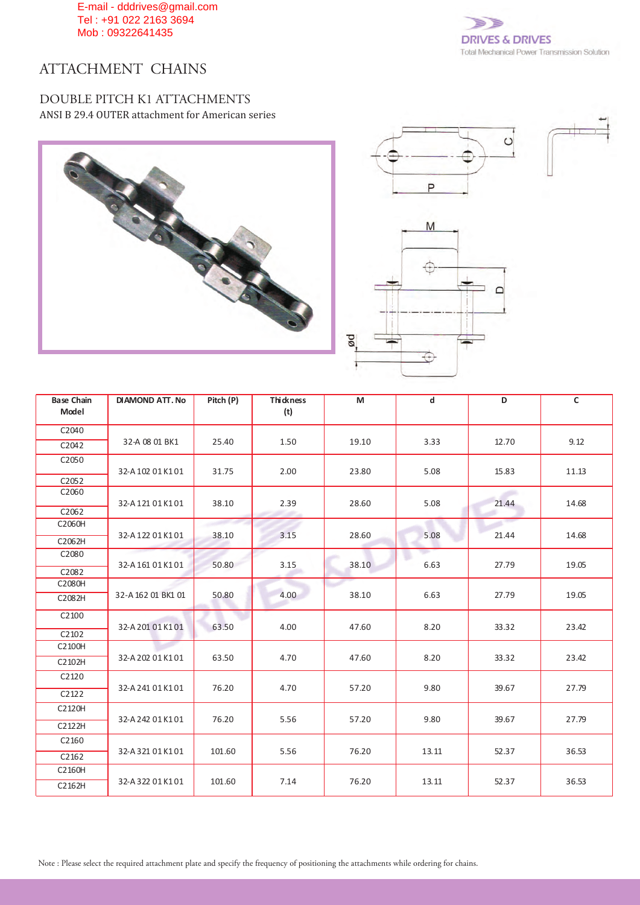E-mail - dddrives@gmail.com
Tel : +91 022 2163 3694
Mob : 09322641435

DRIVES & DRIVES
Total Mechanical Power Transmission Solution

# ATTACHMENT CHAINS

## DOUBLE PITCH K1 ATTACHMENTS

ANSI B 29.4 OUTER attachment for American series

| Base Chain Model | DIAMOND ATT. No | Pitch (P) | Thickness (t) | M | d | D | C |
|---|---|---|---|---|---|---|---|
| C2040<br>C2042 | 32-A 08 01 BK1 | 25.40 | 1.50 | 19.10 | 3.33 | 12.70 | 9.12 |
| C2050<br>C2052 | 32-A 102 01 K1 01 | 31.75 | 2.00 | 23.80 | 5.08 | 15.83 | 11.13 |
| C2060<br>C2062 | 32-A 121 01 K1 01 | 38.10 | 2.39 | 28.60 | 5.08 | 21.44 | 14.68 |
| C2060H<br>C2062H | 32-A 122 01 K1 01 | 38.10 | 3.15 | 28.60 | 5.08 | 21.44 | 14.68 |
| C2080<br>C2082 | 32-A 161 01 K1 01 | 50.80 | 3.15 | 38.10 | 6.63 | 27.79 | 19.05 |
| C2080H<br>C2082H | 32-A 162 01 BK1 01 | 50.80 | 4.00 | 38.10 | 6.63 | 27.79 | 19.05 |
| C2100<br>C2102 | 32-A 201 01 K1 01 | 63.50 | 4.00 | 47.60 | 8.20 | 33.32 | 23.42 |
| C2100H<br>C2102H | 32-A 202 01 K1 01 | 63.50 | 4.70 | 47.60 | 8.20 | 33.32 | 23.42 |
| C2120<br>C2122 | 32-A 241 01 K1 01 | 76.20 | 4.70 | 57.20 | 9.80 | 39.67 | 27.79 |
| C2120H<br>C2122H | 32-A 242 01 K1 01 | 76.20 | 5.56 | 57.20 | 9.80 | 39.67 | 27.79 |
| C2160<br>C2162 | 32-A 321 01 K1 01 | 101.60 | 5.56 | 76.20 | 13.11 | 52.37 | 36.53 |
| C2160H<br>C2162H | 32-A 322 01 K1 01 | 101.60 | 7.14 | 76.20 | 13.11 | 52.37 | 36.53 |

Note : Please select the required attachment plate and specify the frequency of positioning the attachments while ordering for chains.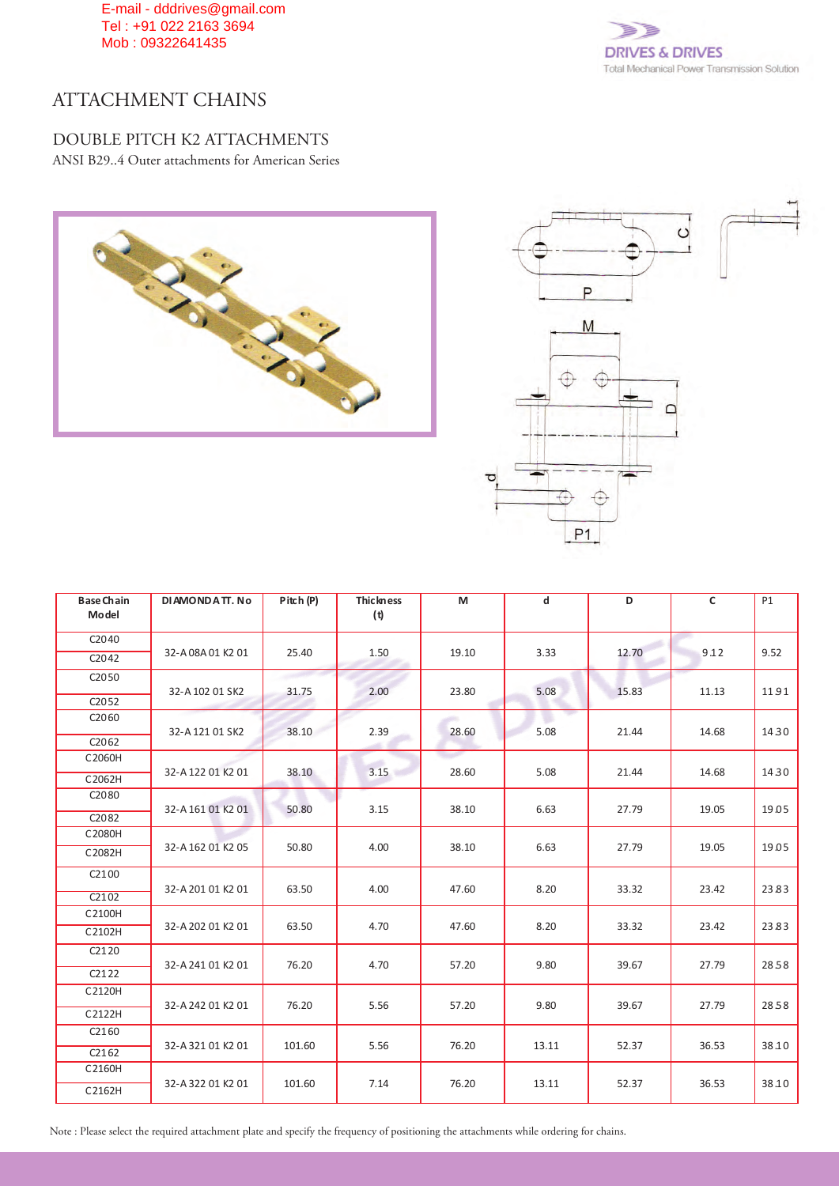E-mail - dddrives@gmail.com
Tel : +91 022 2163 3694
Mob : 09322641435

DRIVES & DRIVES
Total Mechanical Power Transmission Solution

# ATTACHMENT CHAINS

## DOUBLE PITCH K2 ATTACHMENTS

ANSI B29..4 Outer attachments for American Series

| Base Chain Model | DIAMOND ATT. No | Pitch (P) | Thickness (t) | M | d | D | C | P1 |
|---|---|---|---|---|---|---|---|---|
| C2040<br>C2042 | 32-A 08A 01 K2 01 | 25.40 | 1.50 | 19.10 | 3.33 | 12.70 | 9.12 | 9.52 |
| C2050<br>C2052 | 32-A 102 01 SK2 | 31.75 | 2.00 | 23.80 | 5.08 | 15.83 | 11.13 | 11.91 |
| C2060<br>C2062 | 32-A 121 01 SK2 | 38.10 | 2.39 | 28.60 | 5.08 | 21.44 | 14.68 | 14.30 |
| C2060H<br>C2062H | 32-A 122 01 K2 01 | 38.10 | 3.15 | 28.60 | 5.08 | 21.44 | 14.68 | 14.30 |
| C2080<br>C2082 | 32-A 161 01 K2 01 | 50.80 | 3.15 | 38.10 | 6.63 | 27.79 | 19.05 | 19.05 |
| C2080H<br>C2082H | 32-A 162 01 K2 05 | 50.80 | 4.00 | 38.10 | 6.63 | 27.79 | 19.05 | 19.05 |
| C2100<br>C2102 | 32-A 201 01 K2 01 | 63.50 | 4.00 | 47.60 | 8.20 | 33.32 | 23.42 | 23.83 |
| C2100H<br>C2102H | 32-A 202 01 K2 01 | 63.50 | 4.70 | 47.60 | 8.20 | 33.32 | 23.42 | 23.83 |
| C2120<br>C2122 | 32-A 241 01 K2 01 | 76.20 | 4.70 | 57.20 | 9.80 | 39.67 | 27.79 | 28.58 |
| C2120H<br>C2122H | 32-A 242 01 K2 01 | 76.20 | 5.56 | 57.20 | 9.80 | 39.67 | 27.79 | 28.58 |
| C2160<br>C2162 | 32-A 321 01 K2 01 | 101.60 | 5.56 | 76.20 | 13.11 | 52.37 | 36.53 | 38.10 |
| C2160H<br>C2162H | 32-A 322 01 K2 01 | 101.60 | 7.14 | 76.20 | 13.11 | 52.37 | 36.53 | 38.10 |

Note : Please select the required attachment plate and specify the frequency of positioning the attachments while ordering for chains.